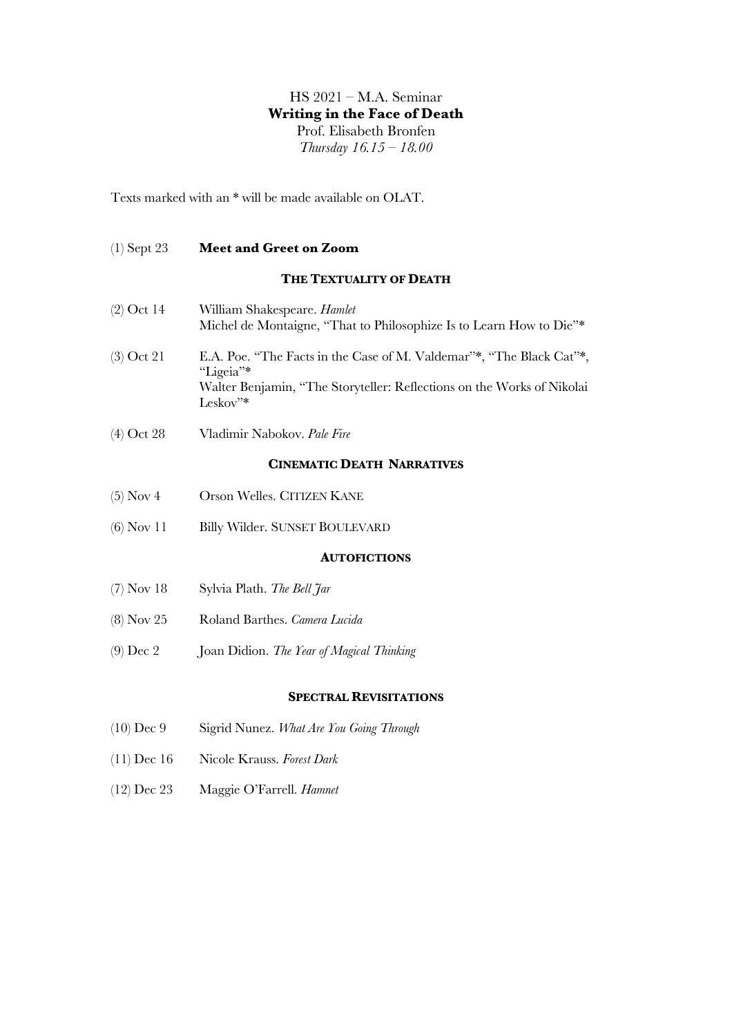HS 2021 – M.A. Seminar

**Writing in the Face of Death**

Prof. Elisabeth Bronfen

*Thursday 16.15 – 18.00*

Texts marked with an * will be made available on OLAT.

(1) Sept 23 **Meet and Greet on Zoom**

## THE TEXTUALITY OF DEATH

(2) Oct 14 William Shakespeare. *Hamlet*
Michel de Montaigne, "That to Philosophize Is to Learn How to Die"*

(3) Oct 21 E.A. Poe. "The Facts in the Case of M. Valdemar"*, "The Black Cat"*, "Ligeia"*
Walter Benjamin, "The Storyteller: Reflections on the Works of Nikolai Leskov"*

(4) Oct 28 Vladimir Nabokov. *Pale Fire*

## CINEMATIC DEATH NARRATIVES

(5) Nov 4 Orson Welles. CITIZEN KANE

(6) Nov 11 Billy Wilder. SUNSET BOULEVARD

## AUTOFICTIONS

(7) Nov 18 Sylvia Plath. *The Bell Jar*

(8) Nov 25 Roland Barthes. *Camera Lucida*

(9) Dec 2 Joan Didion. *The Year of Magical Thinking*

## SPECTRAL REVISITATIONS

(10) Dec 9 Sigrid Nunez. *What Are You Going Through*

(11) Dec 16 Nicole Krauss. *Forest Dark*

(12) Dec 23 Maggie O'Farrell. *Hamnet*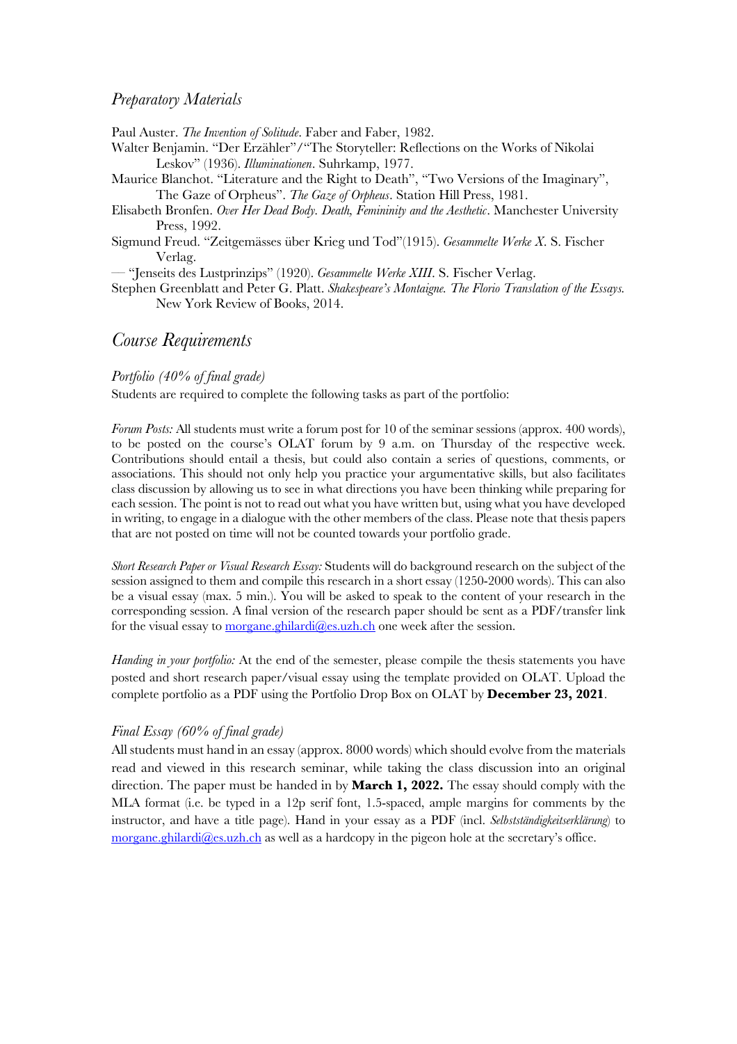## *Preparatory Materials*

Paul Auster. *The Invention of Solitude*. Faber and Faber, 1982.

Walter Benjamin. "Der Erzähler"/"The Storyteller: Reflections on the Works of Nikolai Leskov" (1936). *Illuminationen*. Suhrkamp, 1977.

Maurice Blanchot. "Literature and the Right to Death", "Two Versions of the Imaginary", The Gaze of Orpheus". *The Gaze of Orpheus*. Station Hill Press, 1981.

Elisabeth Bronfen. *Over Her Dead Body. Death, Femininity and the Aesthetic*. Manchester University Press, 1992.

Sigmund Freud. "Zeitgemässes über Krieg und Tod"(1915). *Gesammelte Werke X*. S. Fischer Verlag.

— "Jenseits des Lustprinzips" (1920). *Gesammelte Werke XIII*. S. Fischer Verlag.

Stephen Greenblatt and Peter G. Platt. *Shakespeare's Montaigne. The Florio Translation of the Essays.* New York Review of Books, 2014.

## *Course Requirements*

### *Portfolio (40% of final grade)*

Students are required to complete the following tasks as part of the portfolio:

*Forum Posts:* All students must write a forum post for 10 of the seminar sessions (approx. 400 words), to be posted on the course's OLAT forum by 9 a.m. on Thursday of the respective week. Contributions should entail a thesis, but could also contain a series of questions, comments, or associations. This should not only help you practice your argumentative skills, but also facilitates class discussion by allowing us to see in what directions you have been thinking while preparing for each session. The point is not to read out what you have written but, using what you have developed in writing, to engage in a dialogue with the other members of the class. Please note that thesis papers that are not posted on time will not be counted towards your portfolio grade.

*Short Research Paper or Visual Research Essay:* Students will do background research on the subject of the session assigned to them and compile this research in a short essay (1250-2000 words). This can also be a visual essay (max. 5 min.). You will be asked to speak to the content of your research in the corresponding session. A final version of the research paper should be sent as a PDF/transfer link for the visual essay to morgane.ghilardi@es.uzh.ch one week after the session.

*Handing in your portfolio:* At the end of the semester, please compile the thesis statements you have posted and short research paper/visual essay using the template provided on OLAT. Upload the complete portfolio as a PDF using the Portfolio Drop Box on OLAT by **December 23, 2021**.

### *Final Essay (60% of final grade)*

All students must hand in an essay (approx. 8000 words) which should evolve from the materials read and viewed in this research seminar, while taking the class discussion into an original direction. The paper must be handed in by **March 1, 2022.** The essay should comply with the MLA format (i.e. be typed in a 12p serif font, 1.5-spaced, ample margins for comments by the instructor, and have a title page). Hand in your essay as a PDF (incl. *Selbstständigkeitserklärung*) to morgane.ghilardi@es.uzh.ch as well as a hardcopy in the pigeon hole at the secretary's office.